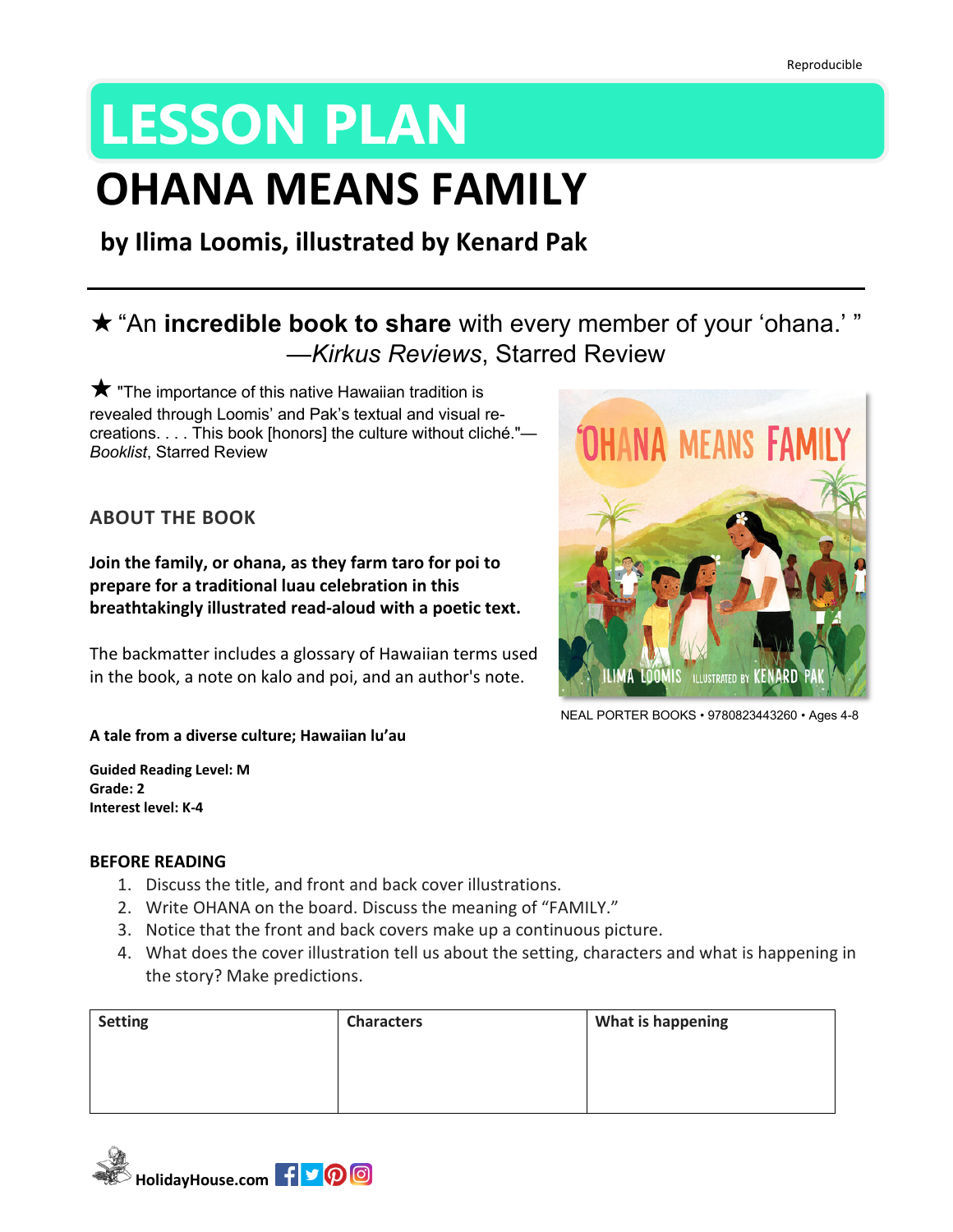Reproducible

# LESSON PLAN

# OHANA MEANS FAMILY

## by Ilima Loomis, illustrated by Kenard Pak

★ "An **incredible book to share** with every member of your 'ohana.' " —*Kirkus Reviews*, Starred Review

★ "The importance of this native Hawaiian tradition is revealed through Loomis' and Pak's textual and visual re-creations. . . . This book [honors] the culture without cliché."—*Booklist*, Starred Review

NEAL PORTER BOOKS • 9780823443260 • Ages 4-8

### ABOUT THE BOOK

**Join the family, or ohana, as they farm taro for poi to prepare for a traditional luau celebration in this breathtakingly illustrated read-aloud with a poetic text.**

The backmatter includes a glossary of Hawaiian terms used in the book, a note on kalo and poi, and an author's note.

**A tale from a diverse culture; Hawaiian lu'au**

**Guided Reading Level: M**
**Grade: 2**
**Interest level: K-4**

### BEFORE READING

1. Discuss the title, and front and back cover illustrations.
2. Write OHANA on the board. Discuss the meaning of "FAMILY."
3. Notice that the front and back covers make up a continuous picture.
4. What does the cover illustration tell us about the setting, characters and what is happening in the story? Make predictions.

| Setting | Characters | What is happening |
|---|---|---|
| | | |

HolidayHouse.com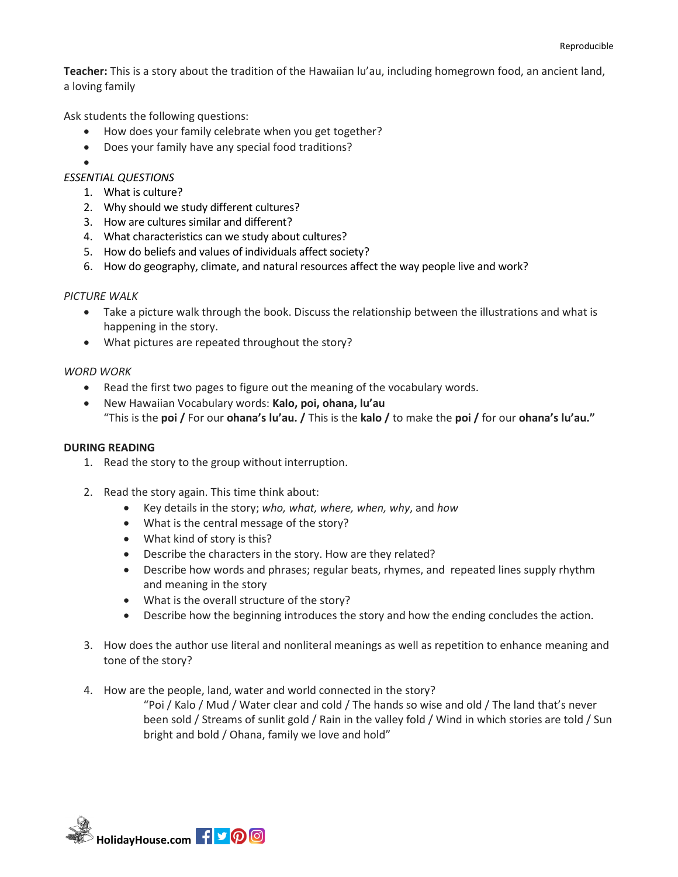**Teacher:** This is a story about the tradition of the Hawaiian lu'au, including homegrown food, an ancient land, a loving family

Ask students the following questions:

- How does your family celebrate when you get together?
- Does your family have any special food traditions?
-

*ESSENTIAL QUESTIONS*

1. What is culture?
2. Why should we study different cultures?
3. How are cultures similar and different?
4. What characteristics can we study about cultures?
5. How do beliefs and values of individuals affect society?
6. How do geography, climate, and natural resources affect the way people live and work?

*PICTURE WALK*

- Take a picture walk through the book. Discuss the relationship between the illustrations and what is happening in the story.
- What pictures are repeated throughout the story?

*WORD WORK*

- Read the first two pages to figure out the meaning of the vocabulary words.
- New Hawaiian Vocabulary words: **Kalo, poi, ohana, lu'au**
  "This is the **poi /** For our **ohana's lu'au. /** This is the **kalo /** to make the **poi /** for our **ohana's lu'au."**

**DURING READING**

1. Read the story to the group without interruption.

2. Read the story again. This time think about:
   - Key details in the story; *who, what, where, when, why*, and *how*
   - What is the central message of the story?
   - What kind of story is this?
   - Describe the characters in the story. How are they related?
   - Describe how words and phrases; regular beats, rhymes, and repeated lines supply rhythm and meaning in the story
   - What is the overall structure of the story?
   - Describe how the beginning introduces the story and how the ending concludes the action.

3. How does the author use literal and nonliteral meanings as well as repetition to enhance meaning and tone of the story?

4. How are the people, land, water and world connected in the story?
   "Poi / Kalo / Mud / Water clear and cold / The hands so wise and old / The land that's never been sold / Streams of sunlit gold / Rain in the valley fold / Wind in which stories are told / Sun bright and bold / Ohana, family we love and hold"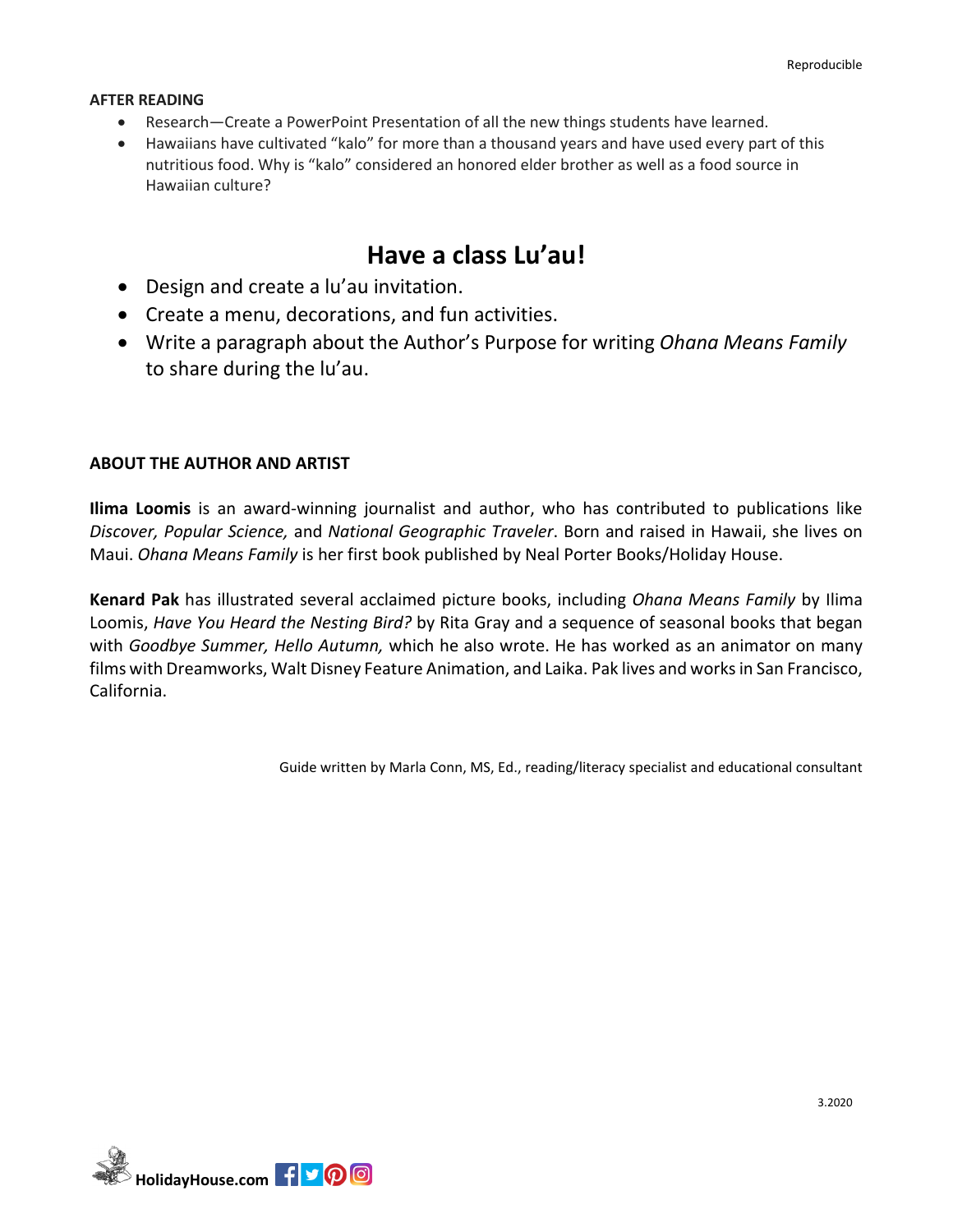**AFTER READING**

- Research—Create a PowerPoint Presentation of all the new things students have learned.
- Hawaiians have cultivated "kalo" for more than a thousand years and have used every part of this nutritious food. Why is "kalo" considered an honored elder brother as well as a food source in Hawaiian culture?

## Have a class Lu'au!

- Design and create a lu'au invitation.
- Create a menu, decorations, and fun activities.
- Write a paragraph about the Author's Purpose for writing *Ohana Means Family* to share during the lu'au.

**ABOUT THE AUTHOR AND ARTIST**

**Ilima Loomis** is an award-winning journalist and author, who has contributed to publications like *Discover, Popular Science,* and *National Geographic Traveler*. Born and raised in Hawaii, she lives on Maui. *Ohana Means Family* is her first book published by Neal Porter Books/Holiday House.

**Kenard Pak** has illustrated several acclaimed picture books, including *Ohana Means Family* by Ilima Loomis, *Have You Heard the Nesting Bird?* by Rita Gray and a sequence of seasonal books that began with *Goodbye Summer, Hello Autumn,* which he also wrote. He has worked as an animator on many films with Dreamworks, Walt Disney Feature Animation, and Laika. Pak lives and works in San Francisco, California.

Guide written by Marla Conn, MS, Ed., reading/literacy specialist and educational consultant

3.2020

HolidayHouse.com